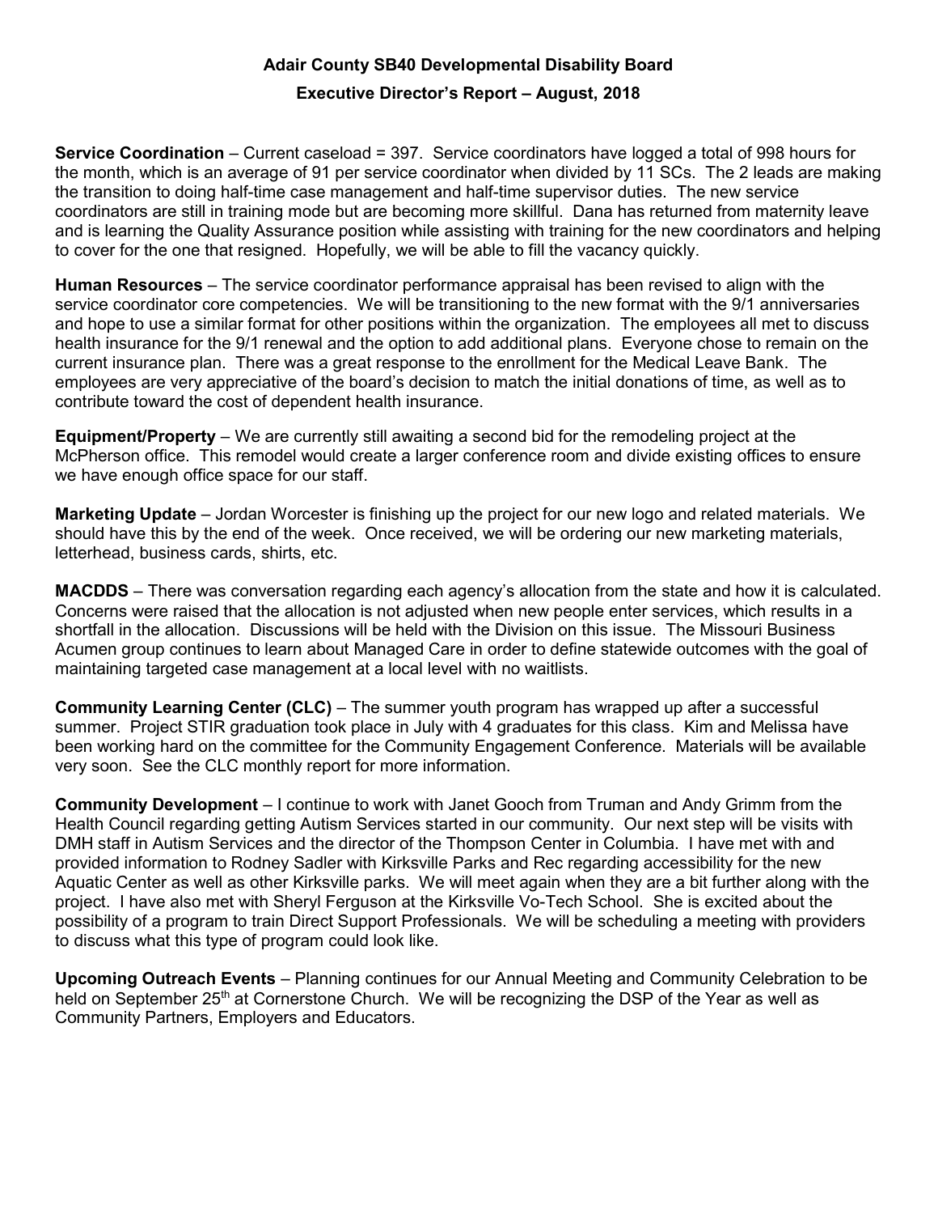# Adair County SB40 Developmental Disability Board

## Executive Director's Report – August, 2018

**Service Coordination** – Current caseload = 397. Service coordinators have logged a total of 998 hours for the month, which is an average of 91 per service coordinator when divided by 11 SCs. The 2 leads are making the transition to doing half-time case management and half-time supervisor duties. The new service coordinators are still in training mode but are becoming more skillful. Dana has returned from maternity leave and is learning the Quality Assurance position while assisting with training for the new coordinators and helping to cover for the one that resigned. Hopefully, we will be able to fill the vacancy quickly.

**Human Resources** – The service coordinator performance appraisal has been revised to align with the service coordinator core competencies. We will be transitioning to the new format with the 9/1 anniversaries and hope to use a similar format for other positions within the organization. The employees all met to discuss health insurance for the 9/1 renewal and the option to add additional plans. Everyone chose to remain on the current insurance plan. There was a great response to the enrollment for the Medical Leave Bank. The employees are very appreciative of the board's decision to match the initial donations of time, as well as to contribute toward the cost of dependent health insurance.

**Equipment/Property** – We are currently still awaiting a second bid for the remodeling project at the McPherson office. This remodel would create a larger conference room and divide existing offices to ensure we have enough office space for our staff.

**Marketing Update** – Jordan Worcester is finishing up the project for our new logo and related materials. We should have this by the end of the week. Once received, we will be ordering our new marketing materials, letterhead, business cards, shirts, etc.

**MACDDS** – There was conversation regarding each agency's allocation from the state and how it is calculated. Concerns were raised that the allocation is not adjusted when new people enter services, which results in a shortfall in the allocation. Discussions will be held with the Division on this issue. The Missouri Business Acumen group continues to learn about Managed Care in order to define statewide outcomes with the goal of maintaining targeted case management at a local level with no waitlists.

**Community Learning Center (CLC)** – The summer youth program has wrapped up after a successful summer. Project STIR graduation took place in July with 4 graduates for this class. Kim and Melissa have been working hard on the committee for the Community Engagement Conference. Materials will be available very soon. See the CLC monthly report for more information.

**Community Development** – I continue to work with Janet Gooch from Truman and Andy Grimm from the Health Council regarding getting Autism Services started in our community. Our next step will be visits with DMH staff in Autism Services and the director of the Thompson Center in Columbia. I have met with and provided information to Rodney Sadler with Kirksville Parks and Rec regarding accessibility for the new Aquatic Center as well as other Kirksville parks. We will meet again when they are a bit further along with the project. I have also met with Sheryl Ferguson at the Kirksville Vo-Tech School. She is excited about the possibility of a program to train Direct Support Professionals. We will be scheduling a meeting with providers to discuss what this type of program could look like.

**Upcoming Outreach Events** – Planning continues for our Annual Meeting and Community Celebration to be held on September 25th at Cornerstone Church. We will be recognizing the DSP of the Year as well as Community Partners, Employers and Educators.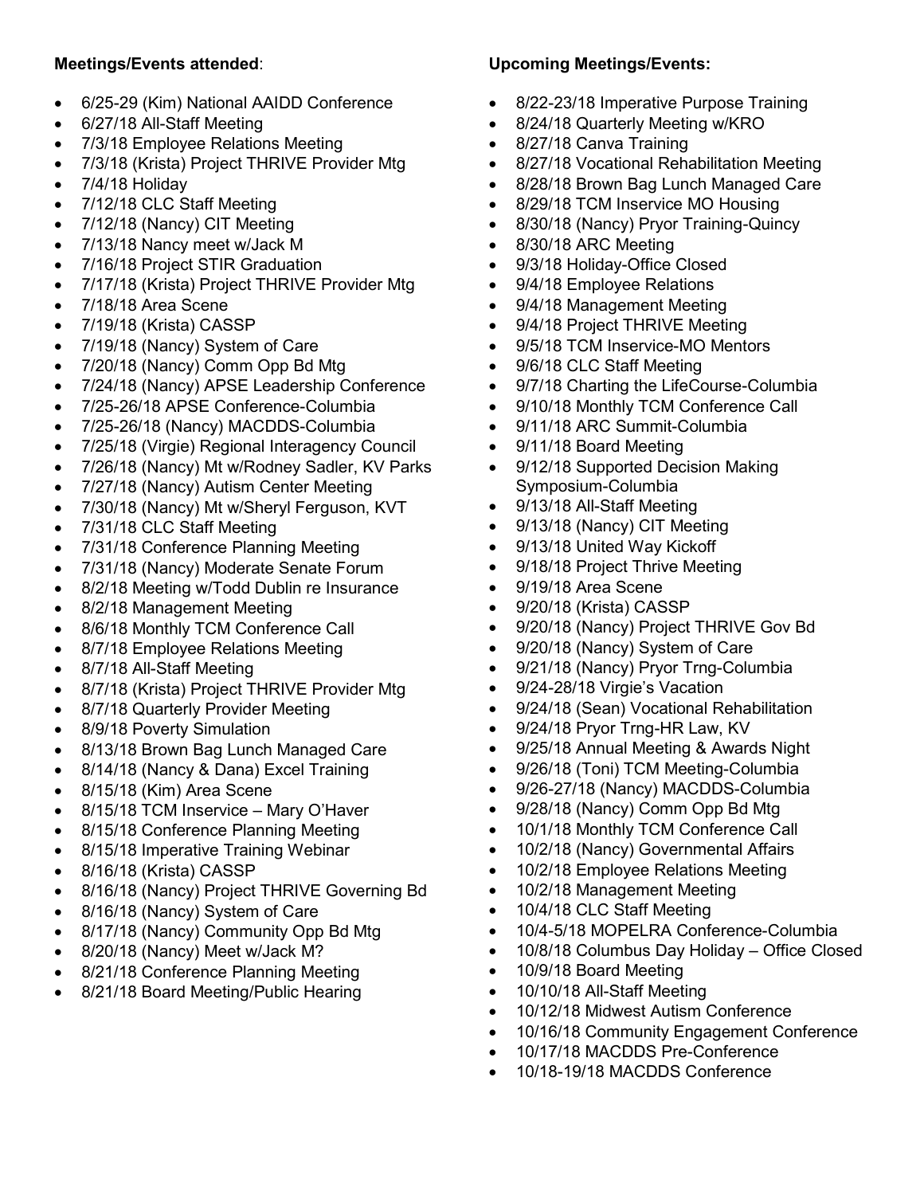**Meetings/Events attended**:

- 6/25-29 (Kim) National AAIDD Conference
- 6/27/18 All-Staff Meeting
- 7/3/18 Employee Relations Meeting
- 7/3/18 (Krista) Project THRIVE Provider Mtg
- 7/4/18 Holiday
- 7/12/18 CLC Staff Meeting
- 7/12/18 (Nancy) CIT Meeting
- 7/13/18 Nancy meet w/Jack M
- 7/16/18 Project STIR Graduation
- 7/17/18 (Krista) Project THRIVE Provider Mtg
- 7/18/18 Area Scene
- 7/19/18 (Krista) CASSP
- 7/19/18 (Nancy) System of Care
- 7/20/18 (Nancy) Comm Opp Bd Mtg
- 7/24/18 (Nancy) APSE Leadership Conference
- 7/25-26/18 APSE Conference-Columbia
- 7/25-26/18 (Nancy) MACDDS-Columbia
- 7/25/18 (Virgie) Regional Interagency Council
- 7/26/18 (Nancy) Mt w/Rodney Sadler, KV Parks
- 7/27/18 (Nancy) Autism Center Meeting
- 7/30/18 (Nancy) Mt w/Sheryl Ferguson, KVT
- 7/31/18 CLC Staff Meeting
- 7/31/18 Conference Planning Meeting
- 7/31/18 (Nancy) Moderate Senate Forum
- 8/2/18 Meeting w/Todd Dublin re Insurance
- 8/2/18 Management Meeting
- 8/6/18 Monthly TCM Conference Call
- 8/7/18 Employee Relations Meeting
- 8/7/18 All-Staff Meeting
- 8/7/18 (Krista) Project THRIVE Provider Mtg
- 8/7/18 Quarterly Provider Meeting
- 8/9/18 Poverty Simulation
- 8/13/18 Brown Bag Lunch Managed Care
- 8/14/18 (Nancy & Dana) Excel Training
- 8/15/18 (Kim) Area Scene
- 8/15/18 TCM Inservice – Mary O'Haver
- 8/15/18 Conference Planning Meeting
- 8/15/18 Imperative Training Webinar
- 8/16/18 (Krista) CASSP
- 8/16/18 (Nancy) Project THRIVE Governing Bd
- 8/16/18 (Nancy) System of Care
- 8/17/18 (Nancy) Community Opp Bd Mtg
- 8/20/18 (Nancy) Meet w/Jack M?
- 8/21/18 Conference Planning Meeting
- 8/21/18 Board Meeting/Public Hearing

**Upcoming Meetings/Events:**

- 8/22-23/18 Imperative Purpose Training
- 8/24/18 Quarterly Meeting w/KRO
- 8/27/18 Canva Training
- 8/27/18 Vocational Rehabilitation Meeting
- 8/28/18 Brown Bag Lunch Managed Care
- 8/29/18 TCM Inservice MO Housing
- 8/30/18 (Nancy) Pryor Training-Quincy
- 8/30/18 ARC Meeting
- 9/3/18 Holiday-Office Closed
- 9/4/18 Employee Relations
- 9/4/18 Management Meeting
- 9/4/18 Project THRIVE Meeting
- 9/5/18 TCM Inservice-MO Mentors
- 9/6/18 CLC Staff Meeting
- 9/7/18 Charting the LifeCourse-Columbia
- 9/10/18 Monthly TCM Conference Call
- 9/11/18 ARC Summit-Columbia
- 9/11/18 Board Meeting
- 9/12/18 Supported Decision Making Symposium-Columbia
- 9/13/18 All-Staff Meeting
- 9/13/18 (Nancy) CIT Meeting
- 9/13/18 United Way Kickoff
- 9/18/18 Project Thrive Meeting
- 9/19/18 Area Scene
- 9/20/18 (Krista) CASSP
- 9/20/18 (Nancy) Project THRIVE Gov Bd
- 9/20/18 (Nancy) System of Care
- 9/21/18 (Nancy) Pryor Trng-Columbia
- 9/24-28/18 Virgie's Vacation
- 9/24/18 (Sean) Vocational Rehabilitation
- 9/24/18 Pryor Trng-HR Law, KV
- 9/25/18 Annual Meeting & Awards Night
- 9/26/18 (Toni) TCM Meeting-Columbia
- 9/26-27/18 (Nancy) MACDDS-Columbia
- 9/28/18 (Nancy) Comm Opp Bd Mtg
- 10/1/18 Monthly TCM Conference Call
- 10/2/18 (Nancy) Governmental Affairs
- 10/2/18 Employee Relations Meeting
- 10/2/18 Management Meeting
- 10/4/18 CLC Staff Meeting
- 10/4-5/18 MOPELRA Conference-Columbia
- 10/8/18 Columbus Day Holiday – Office Closed
- 10/9/18 Board Meeting
- 10/10/18 All-Staff Meeting
- 10/12/18 Midwest Autism Conference
- 10/16/18 Community Engagement Conference
- 10/17/18 MACDDS Pre-Conference
- 10/18-19/18 MACDDS Conference